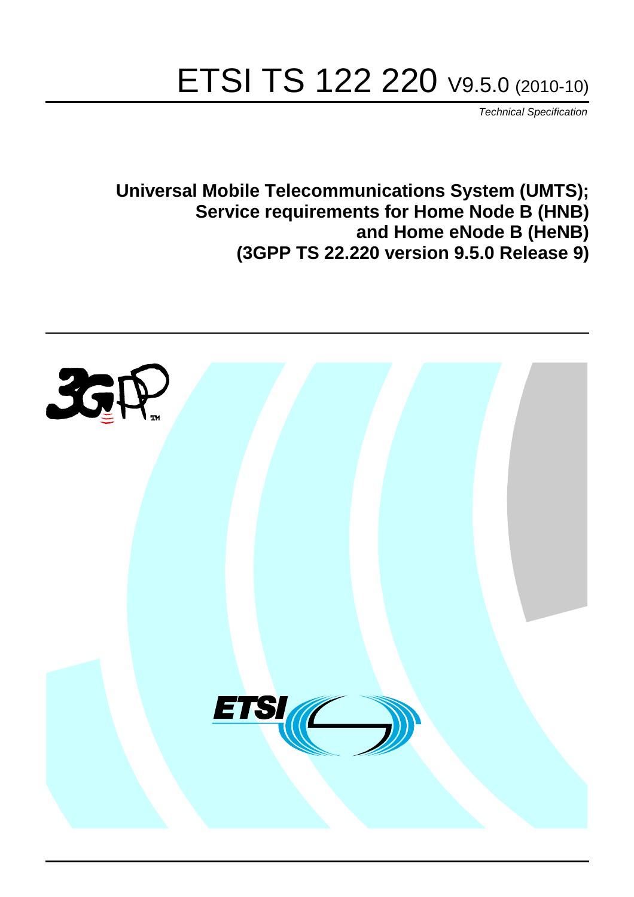# ETSI TS 122 220 V9.5.0 (2010-10)

*Technical Specification*

**Universal Mobile Telecommunications System (UMTS); Service requirements for Home Node B (HNB) and Home eNode B (HeNB) (3GPP TS 22.220 version 9.5.0 Release 9)**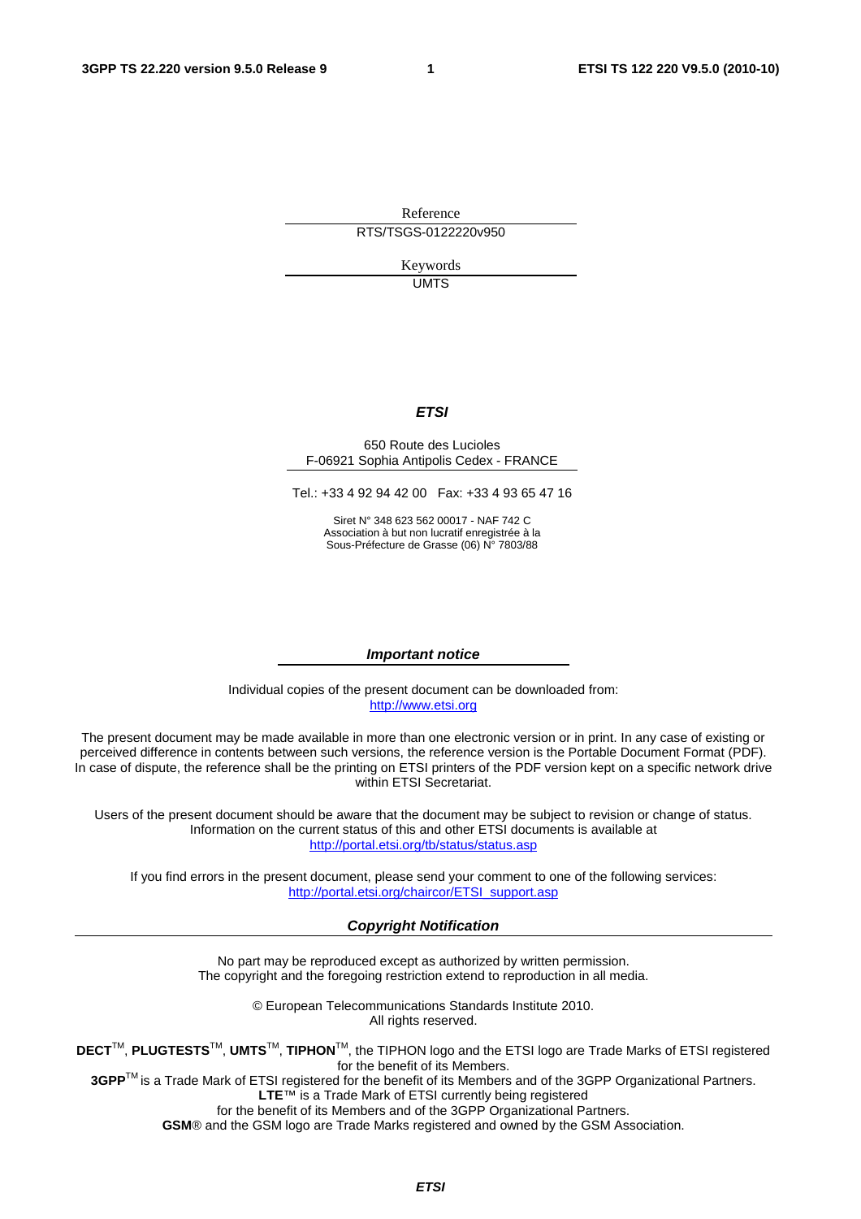Reference

RTS/TSGS-0122220v950

Keywords

UMTS

***ETSI***

650 Route des Lucioles
F-06921 Sophia Antipolis Cedex - FRANCE

Tel.: +33 4 92 94 42 00 Fax: +33 4 93 65 47 16

Siret N° 348 623 562 00017 - NAF 742 C
Association à but non lucratif enregistrée à la
Sous-Préfecture de Grasse (06) N° 7803/88

***Important notice***

Individual copies of the present document can be downloaded from:
http://www.etsi.org

The present document may be made available in more than one electronic version or in print. In any case of existing or perceived difference in contents between such versions, the reference version is the Portable Document Format (PDF). In case of dispute, the reference shall be the printing on ETSI printers of the PDF version kept on a specific network drive within ETSI Secretariat.

Users of the present document should be aware that the document may be subject to revision or change of status. Information on the current status of this and other ETSI documents is available at
http://portal.etsi.org/tb/status/status.asp

If you find errors in the present document, please send your comment to one of the following services:
http://portal.etsi.org/chaircor/ETSI_support.asp

***Copyright Notification***

No part may be reproduced except as authorized by written permission.
The copyright and the foregoing restriction extend to reproduction in all media.

© European Telecommunications Standards Institute 2010.
All rights reserved.

**DECT**™, **PLUGTESTS**™, **UMTS**™, **TIPHON**™, the TIPHON logo and the ETSI logo are Trade Marks of ETSI registered for the benefit of its Members.
**3GPP**™ is a Trade Mark of ETSI registered for the benefit of its Members and of the 3GPP Organizational Partners.
**LTE**™ is a Trade Mark of ETSI currently being registered
for the benefit of its Members and of the 3GPP Organizational Partners.
**GSM**® and the GSM logo are Trade Marks registered and owned by the GSM Association.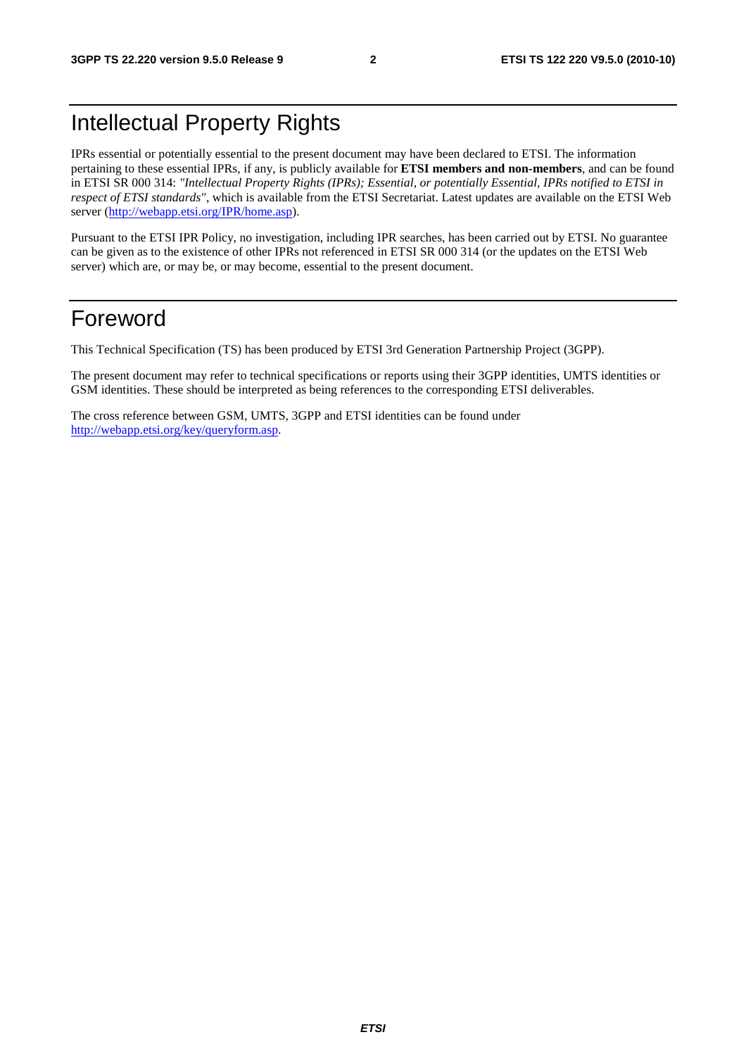# Intellectual Property Rights

IPRs essential or potentially essential to the present document may have been declared to ETSI. The information pertaining to these essential IPRs, if any, is publicly available for **ETSI members and non-members**, and can be found in ETSI SR 000 314: *"Intellectual Property Rights (IPRs); Essential, or potentially Essential, IPRs notified to ETSI in respect of ETSI standards"*, which is available from the ETSI Secretariat. Latest updates are available on the ETSI Web server (http://webapp.etsi.org/IPR/home.asp).

Pursuant to the ETSI IPR Policy, no investigation, including IPR searches, has been carried out by ETSI. No guarantee can be given as to the existence of other IPRs not referenced in ETSI SR 000 314 (or the updates on the ETSI Web server) which are, or may be, or may become, essential to the present document.

# Foreword

This Technical Specification (TS) has been produced by ETSI 3rd Generation Partnership Project (3GPP).

The present document may refer to technical specifications or reports using their 3GPP identities, UMTS identities or GSM identities. These should be interpreted as being references to the corresponding ETSI deliverables.

The cross reference between GSM, UMTS, 3GPP and ETSI identities can be found under http://webapp.etsi.org/key/queryform.asp.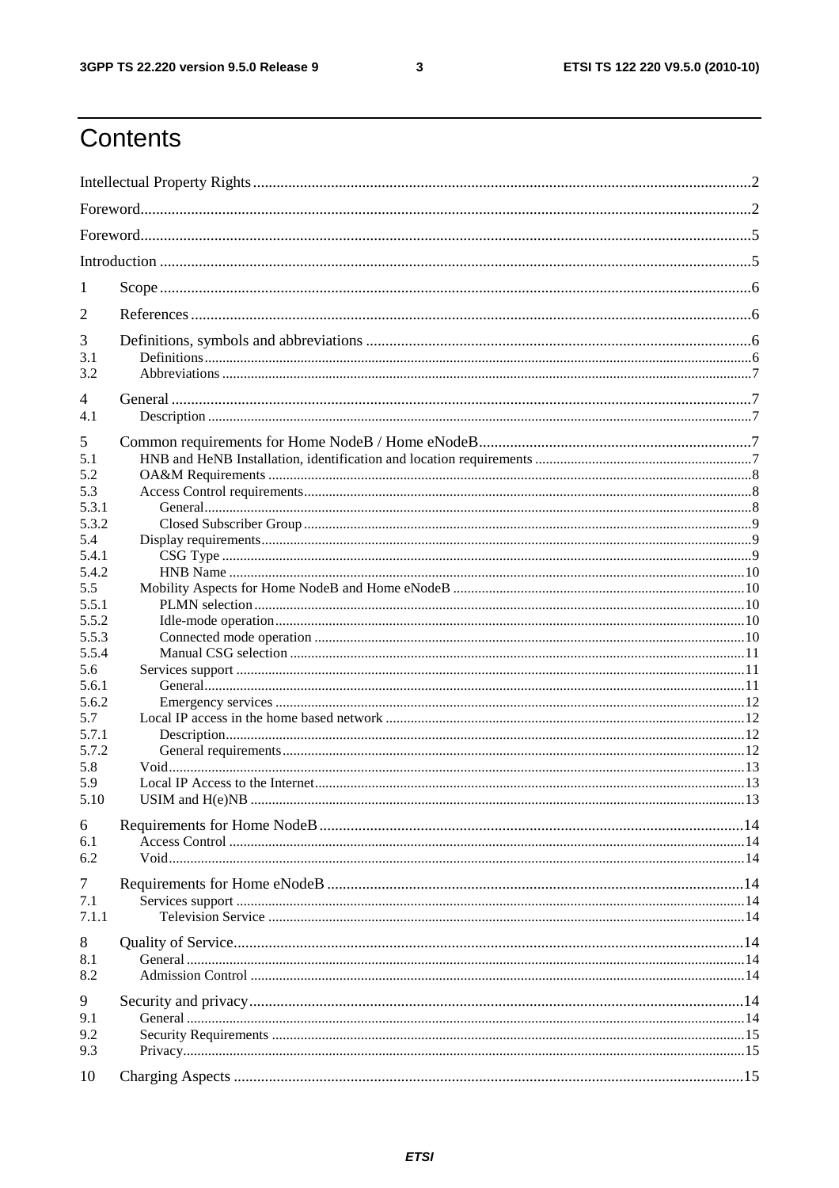# Contents

Intellectual Property Rights ..... 2

Foreword ..... 2

Foreword ..... 5

Introduction ..... 5

1 Scope ..... 6

2 References ..... 6

3 Definitions, symbols and abbreviations ..... 6
3.1 Definitions ..... 6
3.2 Abbreviations ..... 7

4 General ..... 7
4.1 Description ..... 7

5 Common requirements for Home NodeB / Home eNodeB ..... 7
5.1 HNB and HeNB Installation, identification and location requirements ..... 7
5.2 OA&M Requirements ..... 8
5.3 Access Control requirements ..... 8
5.3.1 General ..... 8
5.3.2 Closed Subscriber Group ..... 9
5.4 Display requirements ..... 9
5.4.1 CSG Type ..... 9
5.4.2 HNB Name ..... 10
5.5 Mobility Aspects for Home NodeB and Home eNodeB ..... 10
5.5.1 PLMN selection ..... 10
5.5.2 Idle-mode operation ..... 10
5.5.3 Connected mode operation ..... 10
5.5.4 Manual CSG selection ..... 11
5.6 Services support ..... 11
5.6.1 General ..... 11
5.6.2 Emergency services ..... 12
5.7 Local IP access in the home based network ..... 12
5.7.1 Description ..... 12
5.7.2 General requirements ..... 12
5.8 Void ..... 13
5.9 Local IP Access to the Internet ..... 13
5.10 USIM and H(e)NB ..... 13

6 Requirements for Home NodeB ..... 14
6.1 Access Control ..... 14
6.2 Void ..... 14

7 Requirements for Home eNodeB ..... 14
7.1 Services support ..... 14
7.1.1 Television Service ..... 14

8 Quality of Service ..... 14
8.1 General ..... 14
8.2 Admission Control ..... 14

9 Security and privacy ..... 14
9.1 General ..... 14
9.2 Security Requirements ..... 15
9.3 Privacy ..... 15

10 Charging Aspects ..... 15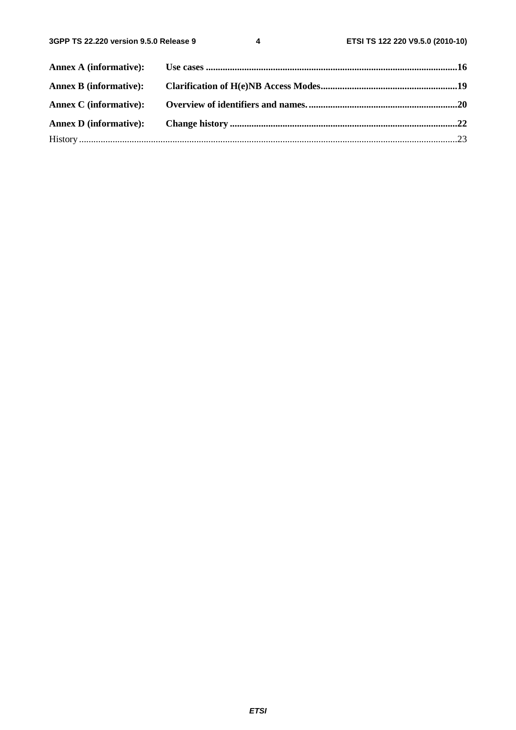**Annex A (informative):** **Use cases** ......................................................................................................**16**

**Annex B (informative):** **Clarification of H(e)NB Access Modes**........................................................**19**

**Annex C (informative):** **Overview of identifiers and names.** ............................................................**20**

**Annex D (informative):** **Change history** ............................................................................................**22**

History ............................................................................................................................................................23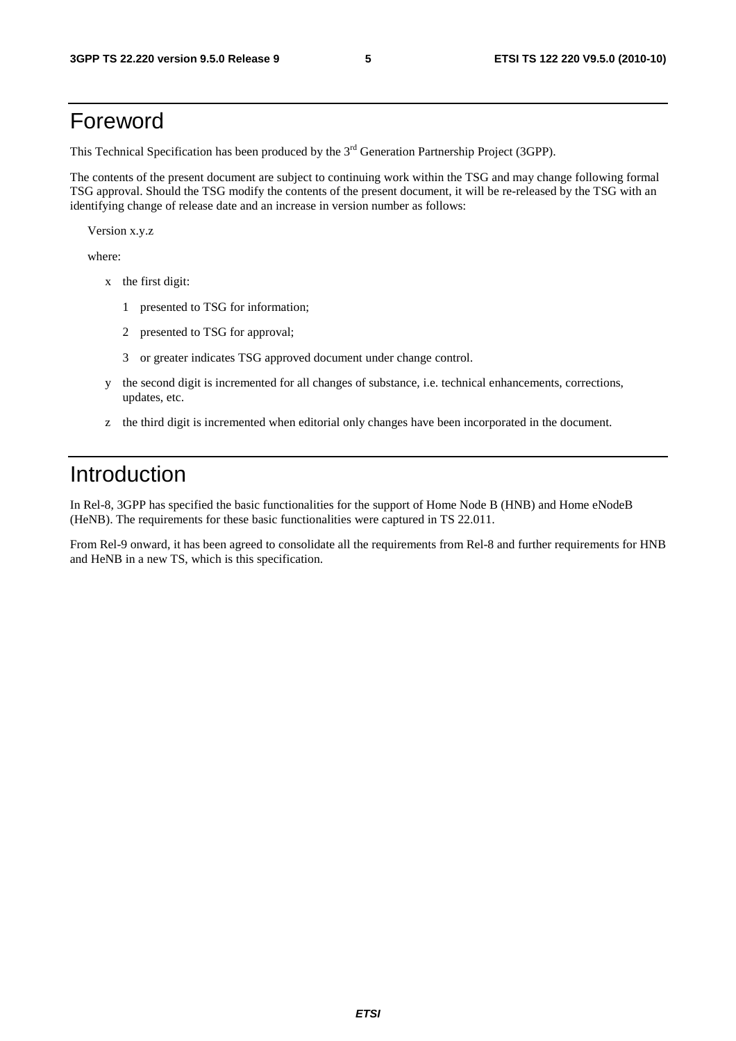# Foreword

This Technical Specification has been produced by the 3rd Generation Partnership Project (3GPP).

The contents of the present document are subject to continuing work within the TSG and may change following formal TSG approval. Should the TSG modify the contents of the present document, it will be re-released by the TSG with an identifying change of release date and an increase in version number as follows:

Version x.y.z

where:

- x the first digit:
  - 1 presented to TSG for information;
  - 2 presented to TSG for approval;
  - 3 or greater indicates TSG approved document under change control.
- y the second digit is incremented for all changes of substance, i.e. technical enhancements, corrections, updates, etc.
- z the third digit is incremented when editorial only changes have been incorporated in the document.

# Introduction

In Rel-8, 3GPP has specified the basic functionalities for the support of Home Node B (HNB) and Home eNodeB (HeNB). The requirements for these basic functionalities were captured in TS 22.011.

From Rel-9 onward, it has been agreed to consolidate all the requirements from Rel-8 and further requirements for HNB and HeNB in a new TS, which is this specification.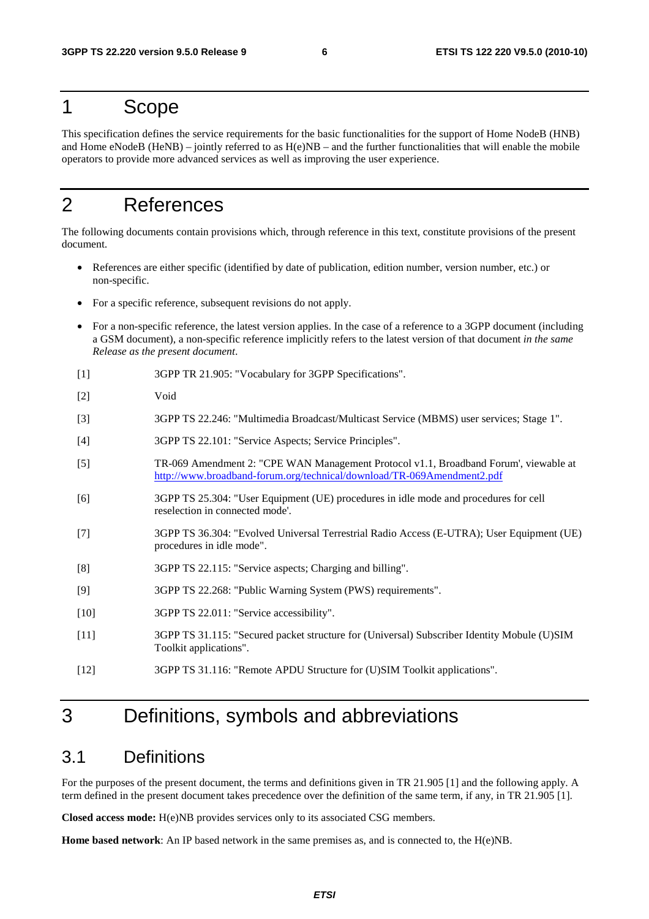# 1 Scope

This specification defines the service requirements for the basic functionalities for the support of Home NodeB (HNB) and Home eNodeB (HeNB) – jointly referred to as H(e)NB – and the further functionalities that will enable the mobile operators to provide more advanced services as well as improving the user experience.

# 2 References

The following documents contain provisions which, through reference in this text, constitute provisions of the present document.

- References are either specific (identified by date of publication, edition number, version number, etc.) or non-specific.
- For a specific reference, subsequent revisions do not apply.
- For a non-specific reference, the latest version applies. In the case of a reference to a 3GPP document (including a GSM document), a non-specific reference implicitly refers to the latest version of that document *in the same Release as the present document*.

[1] 3GPP TR 21.905: "Vocabulary for 3GPP Specifications".

[2] Void

[3] 3GPP TS 22.246: "Multimedia Broadcast/Multicast Service (MBMS) user services; Stage 1".

[4] 3GPP TS 22.101: "Service Aspects; Service Principles".

[5] TR-069 Amendment 2: "CPE WAN Management Protocol v1.1, Broadband Forum', viewable at http://www.broadband-forum.org/technical/download/TR-069Amendment2.pdf

[6] 3GPP TS 25.304: "User Equipment (UE) procedures in idle mode and procedures for cell reselection in connected mode'.

[7] 3GPP TS 36.304: "Evolved Universal Terrestrial Radio Access (E-UTRA); User Equipment (UE) procedures in idle mode".

[8] 3GPP TS 22.115: "Service aspects; Charging and billing".

[9] 3GPP TS 22.268: "Public Warning System (PWS) requirements".

[10] 3GPP TS 22.011: "Service accessibility".

[11] 3GPP TS 31.115: "Secured packet structure for (Universal) Subscriber Identity Mobule (U)SIM Toolkit applications".

[12] 3GPP TS 31.116: "Remote APDU Structure for (U)SIM Toolkit applications".

# 3 Definitions, symbols and abbreviations

## 3.1 Definitions

For the purposes of the present document, the terms and definitions given in TR 21.905 [1] and the following apply. A term defined in the present document takes precedence over the definition of the same term, if any, in TR 21.905 [1].

**Closed access mode:** H(e)NB provides services only to its associated CSG members.

**Home based network**: An IP based network in the same premises as, and is connected to, the H(e)NB.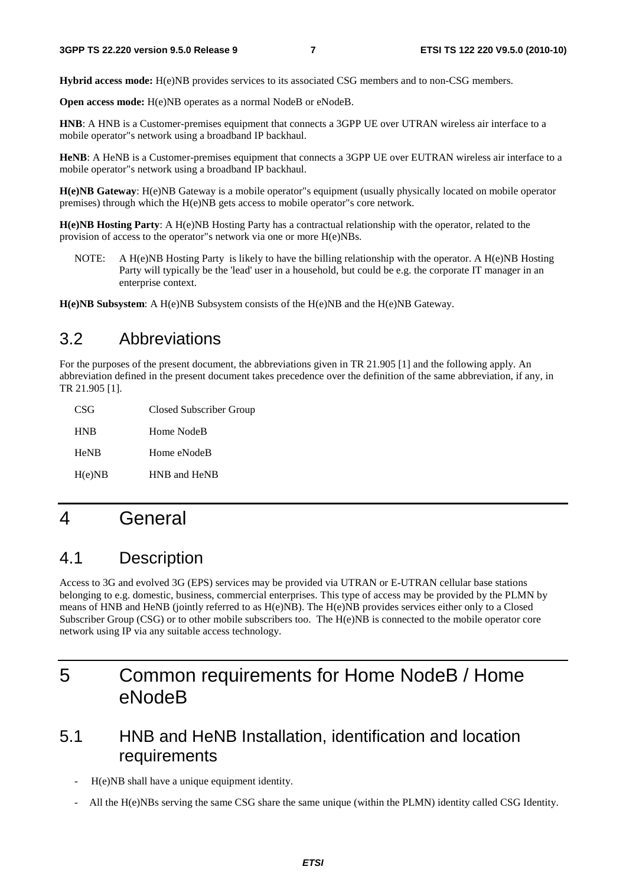**Hybrid access mode:** H(e)NB provides services to its associated CSG members and to non-CSG members.

**Open access mode:** H(e)NB operates as a normal NodeB or eNodeB.

**HNB**: A HNB is a Customer-premises equipment that connects a 3GPP UE over UTRAN wireless air interface to a mobile operator"s network using a broadband IP backhaul.

**HeNB**: A HeNB is a Customer-premises equipment that connects a 3GPP UE over EUTRAN wireless air interface to a mobile operator"s network using a broadband IP backhaul.

**H(e)NB Gateway**: H(e)NB Gateway is a mobile operator"s equipment (usually physically located on mobile operator premises) through which the H(e)NB gets access to mobile operator"s core network.

**H(e)NB Hosting Party**: A H(e)NB Hosting Party has a contractual relationship with the operator, related to the provision of access to the operator"s network via one or more H(e)NBs.

NOTE: A H(e)NB Hosting Party is likely to have the billing relationship with the operator. A H(e)NB Hosting Party will typically be the 'lead' user in a household, but could be e.g. the corporate IT manager in an enterprise context.

**H(e)NB Subsystem**: A H(e)NB Subsystem consists of the H(e)NB and the H(e)NB Gateway.

## 3.2 Abbreviations

For the purposes of the present document, the abbreviations given in TR 21.905 [1] and the following apply. An abbreviation defined in the present document takes precedence over the definition of the same abbreviation, if any, in TR 21.905 [1].

CSG Closed Subscriber Group

HNB Home NodeB

HeNB Home eNodeB

H(e)NB HNB and HeNB

# 4 General

## 4.1 Description

Access to 3G and evolved 3G (EPS) services may be provided via UTRAN or E-UTRAN cellular base stations belonging to e.g. domestic, business, commercial enterprises. This type of access may be provided by the PLMN by means of HNB and HeNB (jointly referred to as H(e)NB). The H(e)NB provides services either only to a Closed Subscriber Group (CSG) or to other mobile subscribers too. The H(e)NB is connected to the mobile operator core network using IP via any suitable access technology.

# 5 Common requirements for Home NodeB / Home eNodeB

## 5.1 HNB and HeNB Installation, identification and location requirements

- H(e)NB shall have a unique equipment identity.
- All the H(e)NBs serving the same CSG share the same unique (within the PLMN) identity called CSG Identity.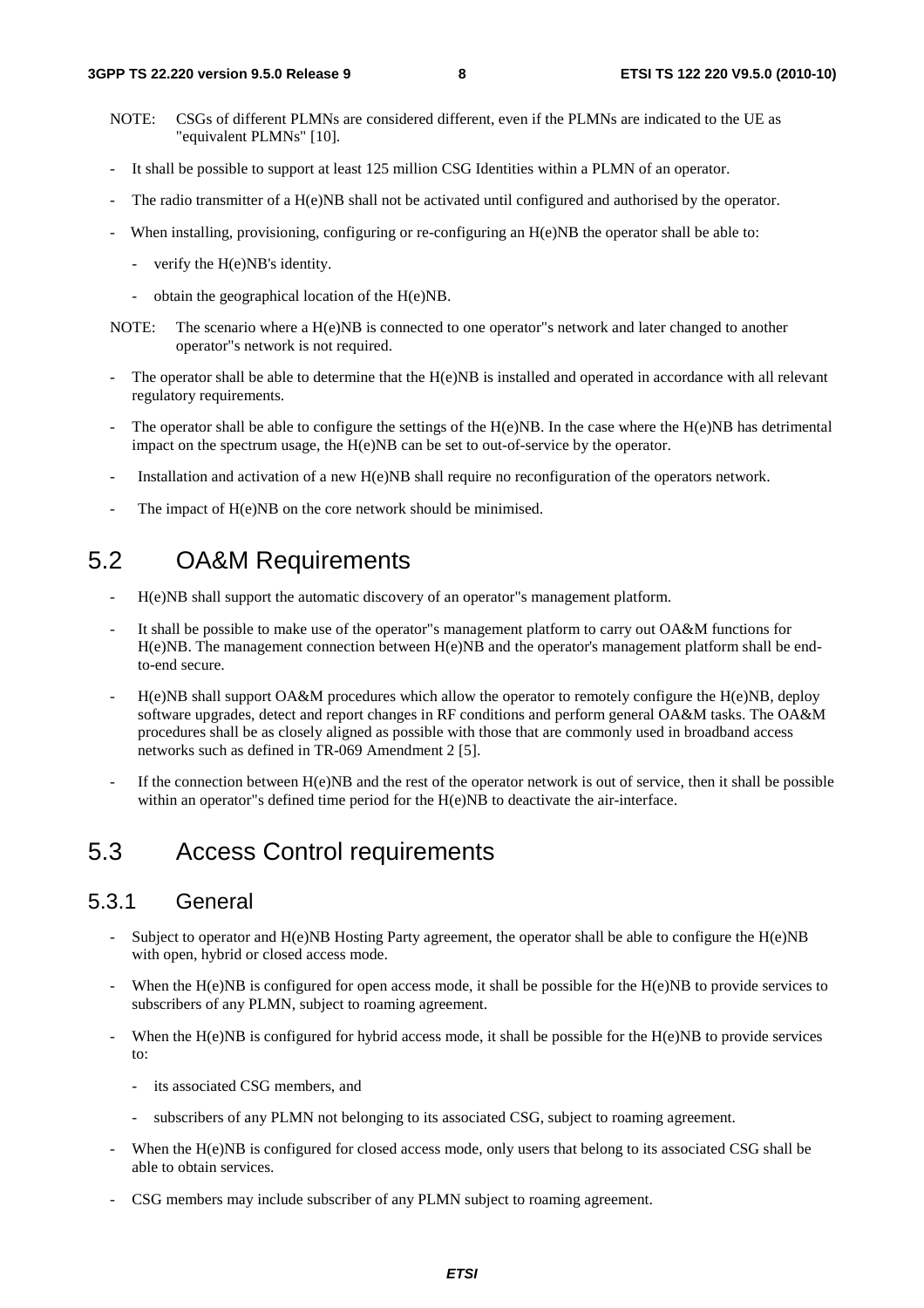NOTE: CSGs of different PLMNs are considered different, even if the PLMNs are indicated to the UE as "equivalent PLMNs" [10].

- It shall be possible to support at least 125 million CSG Identities within a PLMN of an operator.
- The radio transmitter of a H(e)NB shall not be activated until configured and authorised by the operator.
- When installing, provisioning, configuring or re-configuring an H(e)NB the operator shall be able to:
  - verify the H(e)NB's identity.
  - obtain the geographical location of the H(e)NB.

NOTE: The scenario where a H(e)NB is connected to one operator"s network and later changed to another operator"s network is not required.

- The operator shall be able to determine that the H(e)NB is installed and operated in accordance with all relevant regulatory requirements.
- The operator shall be able to configure the settings of the H(e)NB. In the case where the H(e)NB has detrimental impact on the spectrum usage, the H(e)NB can be set to out-of-service by the operator.
- Installation and activation of a new H(e)NB shall require no reconfiguration of the operators network.
- The impact of H(e)NB on the core network should be minimised.

## 5.2 OA&M Requirements

- H(e)NB shall support the automatic discovery of an operator"s management platform.
- It shall be possible to make use of the operator"s management platform to carry out OA&M functions for H(e)NB. The management connection between H(e)NB and the operator's management platform shall be end-to-end secure.
- H(e)NB shall support OA&M procedures which allow the operator to remotely configure the H(e)NB, deploy software upgrades, detect and report changes in RF conditions and perform general OA&M tasks. The OA&M procedures shall be as closely aligned as possible with those that are commonly used in broadband access networks such as defined in TR-069 Amendment 2 [5].
- If the connection between H(e)NB and the rest of the operator network is out of service, then it shall be possible within an operator"s defined time period for the H(e)NB to deactivate the air-interface.

## 5.3 Access Control requirements

### 5.3.1 General

- Subject to operator and H(e)NB Hosting Party agreement, the operator shall be able to configure the H(e)NB with open, hybrid or closed access mode.
- When the H(e)NB is configured for open access mode, it shall be possible for the H(e)NB to provide services to subscribers of any PLMN, subject to roaming agreement.
- When the H(e)NB is configured for hybrid access mode, it shall be possible for the H(e)NB to provide services to:
  - its associated CSG members, and
  - subscribers of any PLMN not belonging to its associated CSG, subject to roaming agreement.
- When the H(e)NB is configured for closed access mode, only users that belong to its associated CSG shall be able to obtain services.
- CSG members may include subscriber of any PLMN subject to roaming agreement.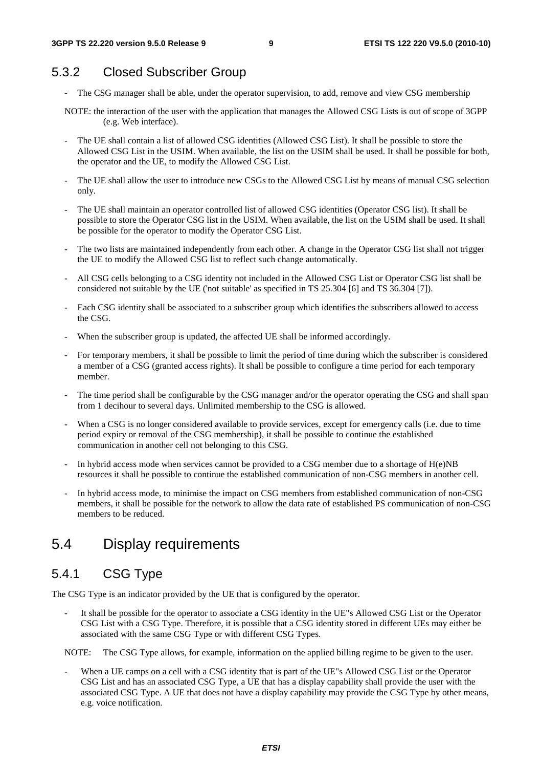### 5.3.2 Closed Subscriber Group

- The CSG manager shall be able, under the operator supervision, to add, remove and view CSG membership

NOTE: the interaction of the user with the application that manages the Allowed CSG Lists is out of scope of 3GPP (e.g. Web interface).

- The UE shall contain a list of allowed CSG identities (Allowed CSG List). It shall be possible to store the Allowed CSG List in the USIM. When available, the list on the USIM shall be used. It shall be possible for both, the operator and the UE, to modify the Allowed CSG List.
- The UE shall allow the user to introduce new CSGs to the Allowed CSG List by means of manual CSG selection only.
- The UE shall maintain an operator controlled list of allowed CSG identities (Operator CSG list). It shall be possible to store the Operator CSG list in the USIM. When available, the list on the USIM shall be used. It shall be possible for the operator to modify the Operator CSG List.
- The two lists are maintained independently from each other. A change in the Operator CSG list shall not trigger the UE to modify the Allowed CSG list to reflect such change automatically.
- All CSG cells belonging to a CSG identity not included in the Allowed CSG List or Operator CSG list shall be considered not suitable by the UE ('not suitable' as specified in TS 25.304 [6] and TS 36.304 [7]).
- Each CSG identity shall be associated to a subscriber group which identifies the subscribers allowed to access the CSG.
- When the subscriber group is updated, the affected UE shall be informed accordingly.
- For temporary members, it shall be possible to limit the period of time during which the subscriber is considered a member of a CSG (granted access rights). It shall be possible to configure a time period for each temporary member.
- The time period shall be configurable by the CSG manager and/or the operator operating the CSG and shall span from 1 decihour to several days. Unlimited membership to the CSG is allowed.
- When a CSG is no longer considered available to provide services, except for emergency calls (i.e. due to time period expiry or removal of the CSG membership), it shall be possible to continue the established communication in another cell not belonging to this CSG.
- In hybrid access mode when services cannot be provided to a CSG member due to a shortage of H(e)NB resources it shall be possible to continue the established communication of non-CSG members in another cell.
- In hybrid access mode, to minimise the impact on CSG members from established communication of non-CSG members, it shall be possible for the network to allow the data rate of established PS communication of non-CSG members to be reduced.

## 5.4 Display requirements

### 5.4.1 CSG Type

The CSG Type is an indicator provided by the UE that is configured by the operator.

- It shall be possible for the operator to associate a CSG identity in the UE"s Allowed CSG List or the Operator CSG List with a CSG Type. Therefore, it is possible that a CSG identity stored in different UEs may either be associated with the same CSG Type or with different CSG Types.

NOTE: The CSG Type allows, for example, information on the applied billing regime to be given to the user.

- When a UE camps on a cell with a CSG identity that is part of the UE"s Allowed CSG List or the Operator CSG List and has an associated CSG Type, a UE that has a display capability shall provide the user with the associated CSG Type. A UE that does not have a display capability may provide the CSG Type by other means, e.g. voice notification.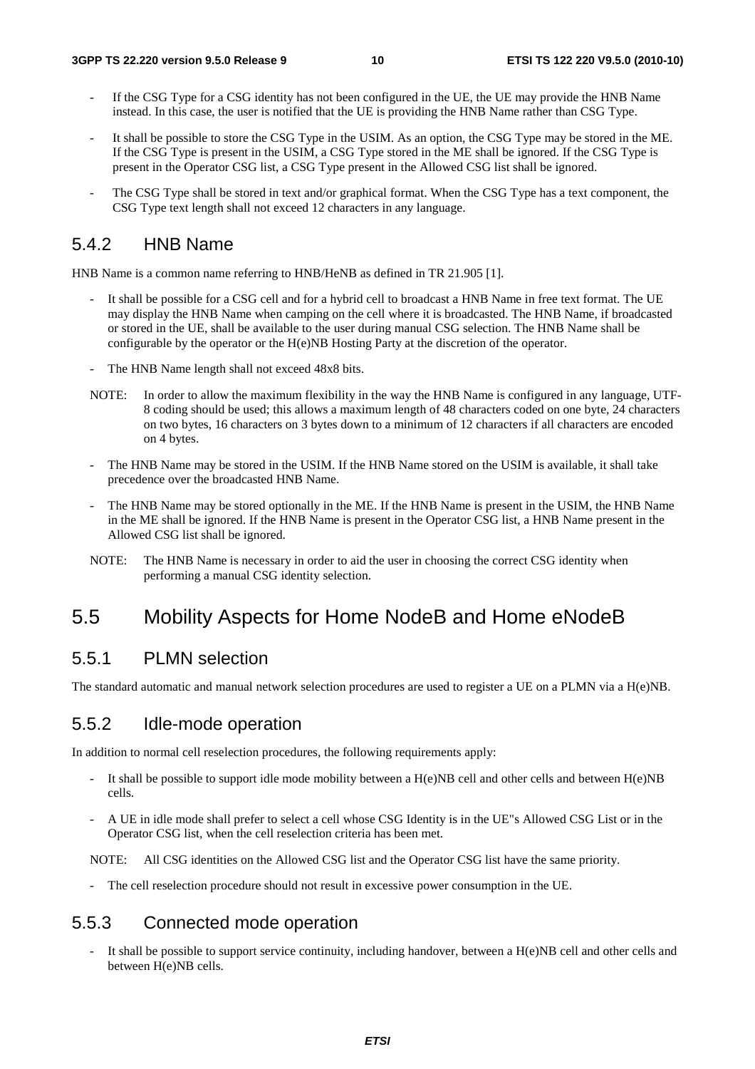- If the CSG Type for a CSG identity has not been configured in the UE, the UE may provide the HNB Name instead. In this case, the user is notified that the UE is providing the HNB Name rather than CSG Type.

- It shall be possible to store the CSG Type in the USIM. As an option, the CSG Type may be stored in the ME. If the CSG Type is present in the USIM, a CSG Type stored in the ME shall be ignored. If the CSG Type is present in the Operator CSG list, a CSG Type present in the Allowed CSG list shall be ignored.

- The CSG Type shall be stored in text and/or graphical format. When the CSG Type has a text component, the CSG Type text length shall not exceed 12 characters in any language.

### 5.4.2 HNB Name

HNB Name is a common name referring to HNB/HeNB as defined in TR 21.905 [1].

- It shall be possible for a CSG cell and for a hybrid cell to broadcast a HNB Name in free text format. The UE may display the HNB Name when camping on the cell where it is broadcasted. The HNB Name, if broadcasted or stored in the UE, shall be available to the user during manual CSG selection. The HNB Name shall be configurable by the operator or the H(e)NB Hosting Party at the discretion of the operator.

- The HNB Name length shall not exceed 48x8 bits.

NOTE: In order to allow the maximum flexibility in the way the HNB Name is configured in any language, UTF-8 coding should be used; this allows a maximum length of 48 characters coded on one byte, 24 characters on two bytes, 16 characters on 3 bytes down to a minimum of 12 characters if all characters are encoded on 4 bytes.

- The HNB Name may be stored in the USIM. If the HNB Name stored on the USIM is available, it shall take precedence over the broadcasted HNB Name.

- The HNB Name may be stored optionally in the ME. If the HNB Name is present in the USIM, the HNB Name in the ME shall be ignored. If the HNB Name is present in the Operator CSG list, a HNB Name present in the Allowed CSG list shall be ignored.

NOTE: The HNB Name is necessary in order to aid the user in choosing the correct CSG identity when performing a manual CSG identity selection.

## 5.5 Mobility Aspects for Home NodeB and Home eNodeB

### 5.5.1 PLMN selection

The standard automatic and manual network selection procedures are used to register a UE on a PLMN via a H(e)NB.

### 5.5.2 Idle-mode operation

In addition to normal cell reselection procedures, the following requirements apply:

- It shall be possible to support idle mode mobility between a H(e)NB cell and other cells and between H(e)NB cells.

- A UE in idle mode shall prefer to select a cell whose CSG Identity is in the UE"s Allowed CSG List or in the Operator CSG list, when the cell reselection criteria has been met.

NOTE: All CSG identities on the Allowed CSG list and the Operator CSG list have the same priority.

- The cell reselection procedure should not result in excessive power consumption in the UE.

### 5.5.3 Connected mode operation

- It shall be possible to support service continuity, including handover, between a H(e)NB cell and other cells and between H(e)NB cells.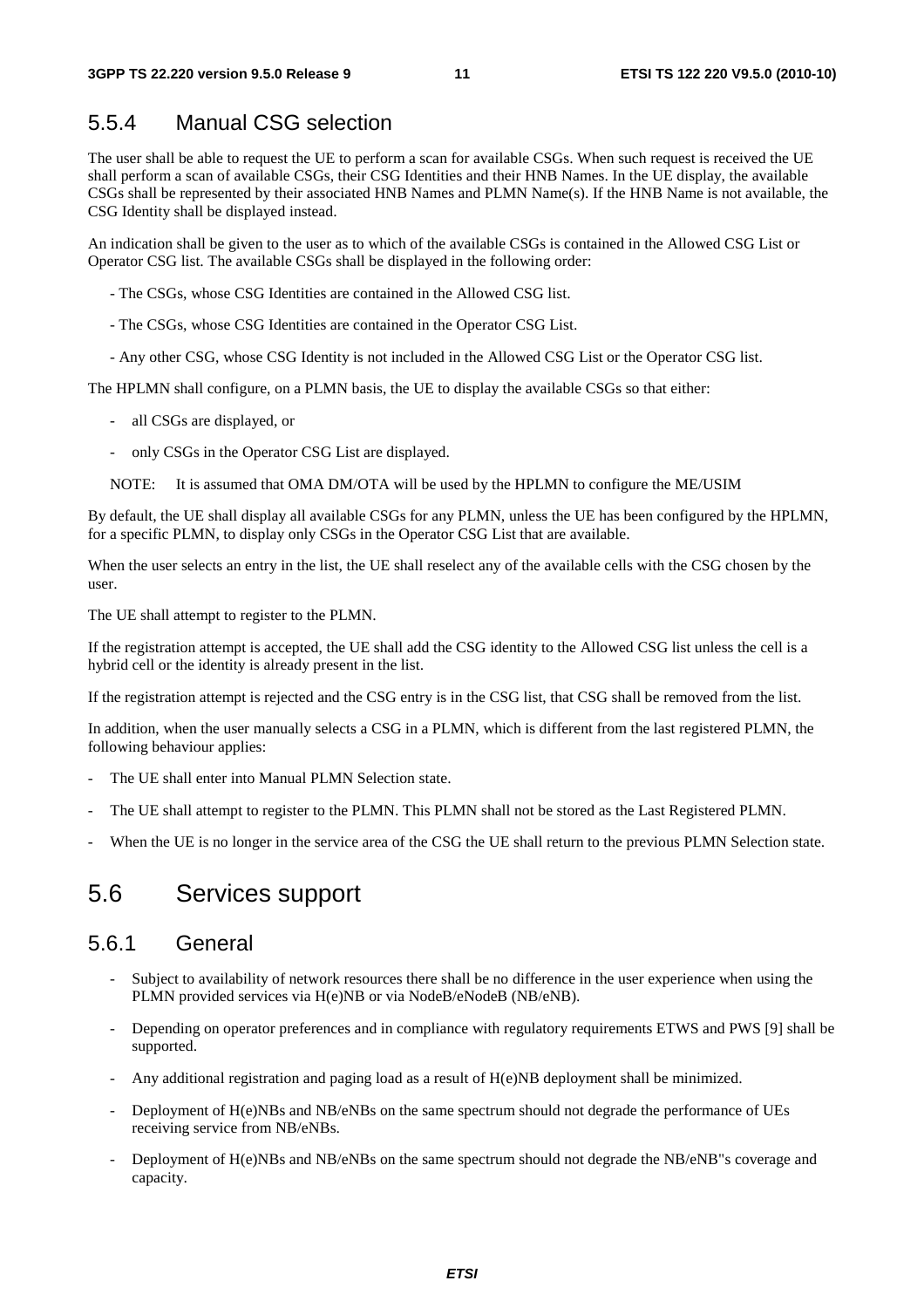### 5.5.4 Manual CSG selection

The user shall be able to request the UE to perform a scan for available CSGs. When such request is received the UE shall perform a scan of available CSGs, their CSG Identities and their HNB Names. In the UE display, the available CSGs shall be represented by their associated HNB Names and PLMN Name(s). If the HNB Name is not available, the CSG Identity shall be displayed instead.

An indication shall be given to the user as to which of the available CSGs is contained in the Allowed CSG List or Operator CSG list. The available CSGs shall be displayed in the following order:

- The CSGs, whose CSG Identities are contained in the Allowed CSG list.
- The CSGs, whose CSG Identities are contained in the Operator CSG List.
- Any other CSG, whose CSG Identity is not included in the Allowed CSG List or the Operator CSG list.

The HPLMN shall configure, on a PLMN basis, the UE to display the available CSGs so that either:

- all CSGs are displayed, or
- only CSGs in the Operator CSG List are displayed.

NOTE: It is assumed that OMA DM/OTA will be used by the HPLMN to configure the ME/USIM

By default, the UE shall display all available CSGs for any PLMN, unless the UE has been configured by the HPLMN, for a specific PLMN, to display only CSGs in the Operator CSG List that are available.

When the user selects an entry in the list, the UE shall reselect any of the available cells with the CSG chosen by the user.

The UE shall attempt to register to the PLMN.

If the registration attempt is accepted, the UE shall add the CSG identity to the Allowed CSG list unless the cell is a hybrid cell or the identity is already present in the list.

If the registration attempt is rejected and the CSG entry is in the CSG list, that CSG shall be removed from the list.

In addition, when the user manually selects a CSG in a PLMN, which is different from the last registered PLMN, the following behaviour applies:

- The UE shall enter into Manual PLMN Selection state.
- The UE shall attempt to register to the PLMN. This PLMN shall not be stored as the Last Registered PLMN.
- When the UE is no longer in the service area of the CSG the UE shall return to the previous PLMN Selection state.

## 5.6 Services support

### 5.6.1 General

- Subject to availability of network resources there shall be no difference in the user experience when using the PLMN provided services via H(e)NB or via NodeB/eNodeB (NB/eNB).
- Depending on operator preferences and in compliance with regulatory requirements ETWS and PWS [9] shall be supported.
- Any additional registration and paging load as a result of H(e)NB deployment shall be minimized.
- Deployment of H(e)NBs and NB/eNBs on the same spectrum should not degrade the performance of UEs receiving service from NB/eNBs.
- Deployment of H(e)NBs and NB/eNBs on the same spectrum should not degrade the NB/eNB"s coverage and capacity.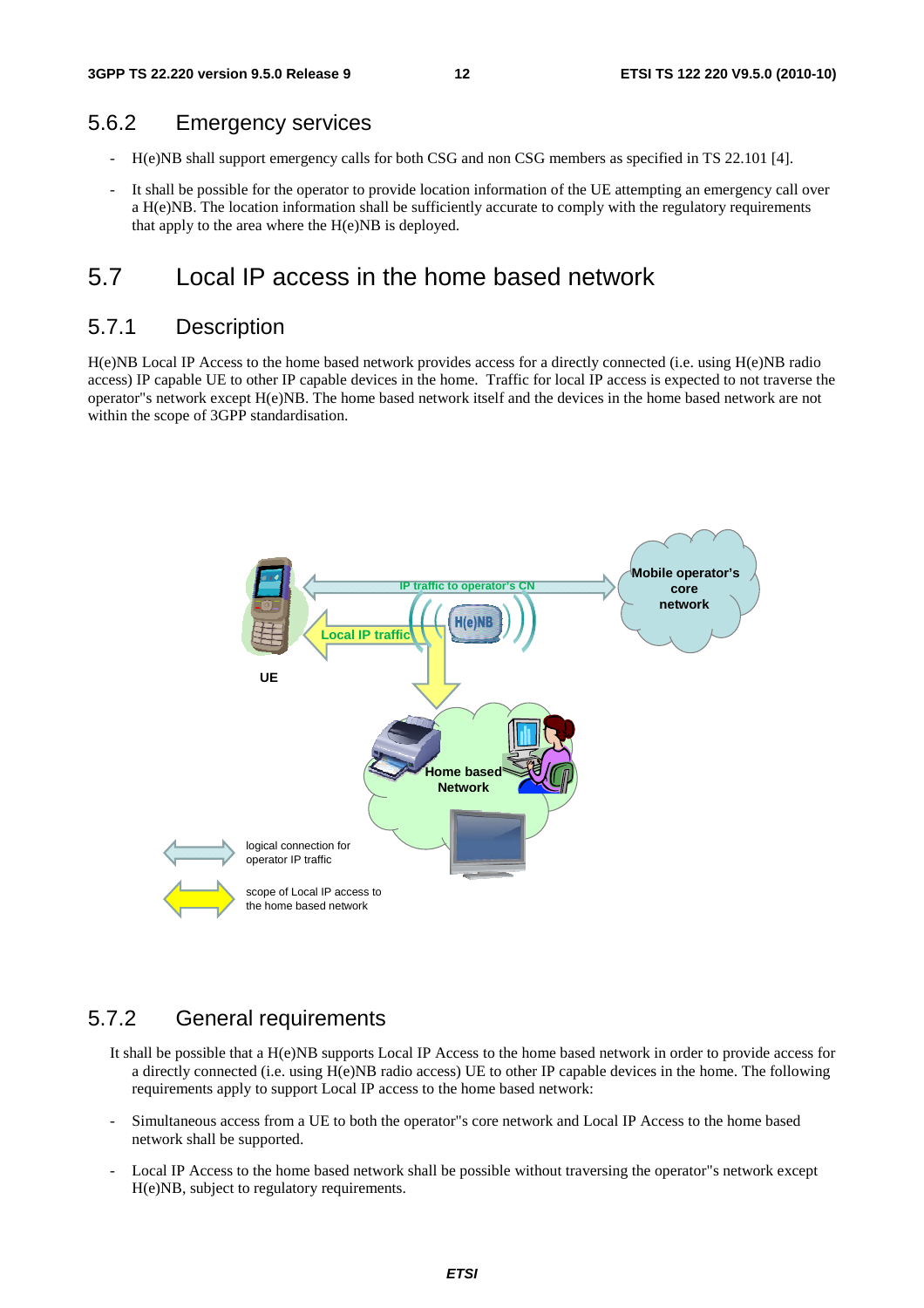### 5.6.2 Emergency services

- H(e)NB shall support emergency calls for both CSG and non CSG members as specified in TS 22.101 [4].
- It shall be possible for the operator to provide location information of the UE attempting an emergency call over a H(e)NB. The location information shall be sufficiently accurate to comply with the regulatory requirements that apply to the area where the H(e)NB is deployed.

## 5.7 Local IP access in the home based network

### 5.7.1 Description

H(e)NB Local IP Access to the home based network provides access for a directly connected (i.e. using H(e)NB radio access) IP capable UE to other IP capable devices in the home. Traffic for local IP access is expected to not traverse the operator"s network except H(e)NB. The home based network itself and the devices in the home based network are not within the scope of 3GPP standardisation.

### 5.7.2 General requirements

It shall be possible that a H(e)NB supports Local IP Access to the home based network in order to provide access for a directly connected (i.e. using H(e)NB radio access) UE to other IP capable devices in the home. The following requirements apply to support Local IP access to the home based network:

- Simultaneous access from a UE to both the operator"s core network and Local IP Access to the home based network shall be supported.
- Local IP Access to the home based network shall be possible without traversing the operator"s network except H(e)NB, subject to regulatory requirements.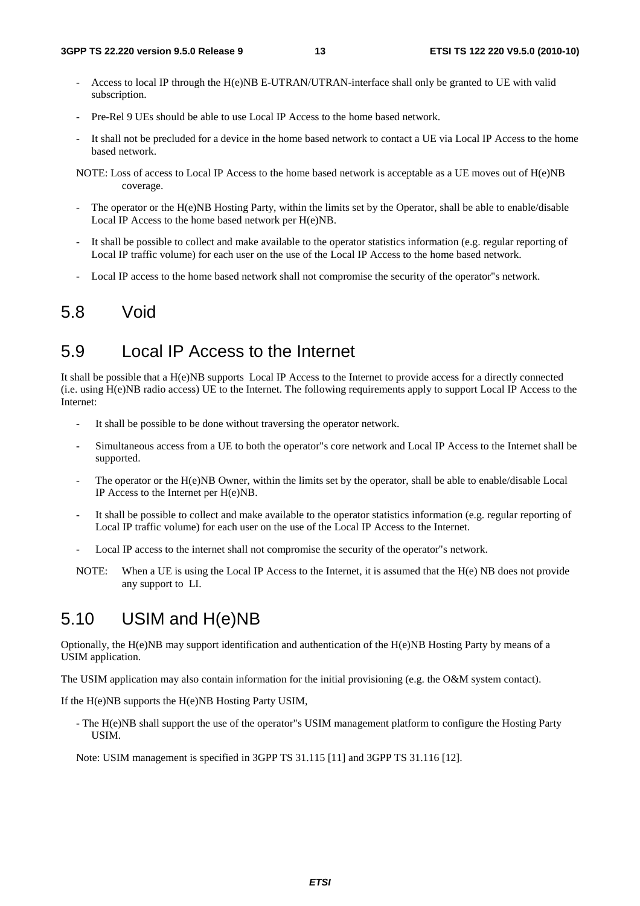- Access to local IP through the H(e)NB E-UTRAN/UTRAN-interface shall only be granted to UE with valid subscription.

- Pre-Rel 9 UEs should be able to use Local IP Access to the home based network.

- It shall not be precluded for a device in the home based network to contact a UE via Local IP Access to the home based network.

NOTE: Loss of access to Local IP Access to the home based network is acceptable as a UE moves out of H(e)NB coverage.

- The operator or the H(e)NB Hosting Party, within the limits set by the Operator, shall be able to enable/disable Local IP Access to the home based network per H(e)NB.

- It shall be possible to collect and make available to the operator statistics information (e.g. regular reporting of Local IP traffic volume) for each user on the use of the Local IP Access to the home based network.

- Local IP access to the home based network shall not compromise the security of the operator"s network.

## 5.8 Void

## 5.9 Local IP Access to the Internet

It shall be possible that a H(e)NB supports Local IP Access to the Internet to provide access for a directly connected (i.e. using H(e)NB radio access) UE to the Internet. The following requirements apply to support Local IP Access to the Internet:

- It shall be possible to be done without traversing the operator network.

- Simultaneous access from a UE to both the operator"s core network and Local IP Access to the Internet shall be supported.

- The operator or the H(e)NB Owner, within the limits set by the operator, shall be able to enable/disable Local IP Access to the Internet per H(e)NB.

- It shall be possible to collect and make available to the operator statistics information (e.g. regular reporting of Local IP traffic volume) for each user on the use of the Local IP Access to the Internet.

- Local IP access to the internet shall not compromise the security of the operator"s network.

NOTE: When a UE is using the Local IP Access to the Internet, it is assumed that the H(e) NB does not provide any support to LI.

## 5.10 USIM and H(e)NB

Optionally, the H(e)NB may support identification and authentication of the H(e)NB Hosting Party by means of a USIM application.

The USIM application may also contain information for the initial provisioning (e.g. the O&M system contact).

If the H(e)NB supports the H(e)NB Hosting Party USIM,

- The H(e)NB shall support the use of the operator"s USIM management platform to configure the Hosting Party USIM.

Note: USIM management is specified in 3GPP TS 31.115 [11] and 3GPP TS 31.116 [12].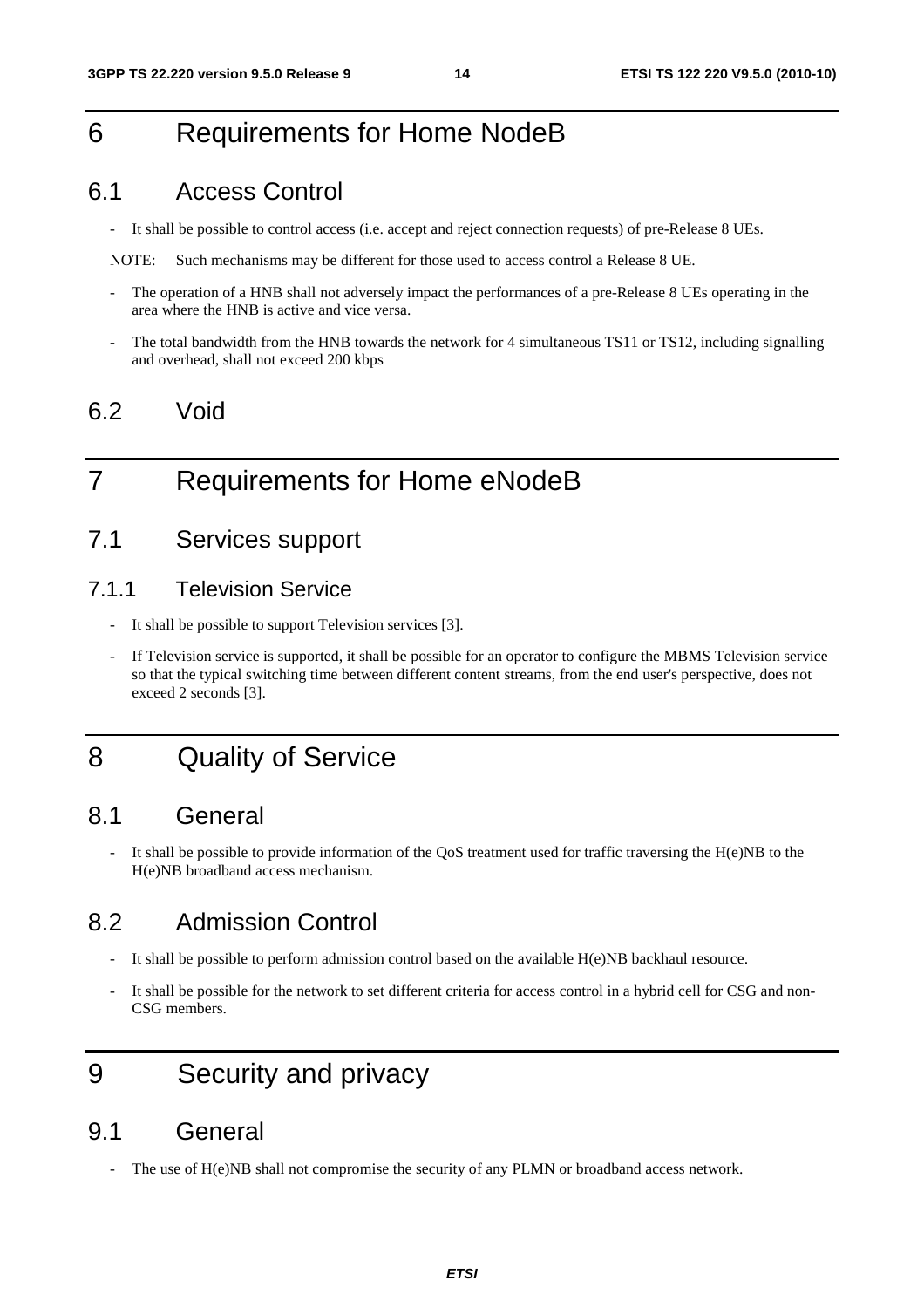# 6 Requirements for Home NodeB

## 6.1 Access Control

- It shall be possible to control access (i.e. accept and reject connection requests) of pre-Release 8 UEs.

NOTE: Such mechanisms may be different for those used to access control a Release 8 UE.

- The operation of a HNB shall not adversely impact the performances of a pre-Release 8 UEs operating in the area where the HNB is active and vice versa.
- The total bandwidth from the HNB towards the network for 4 simultaneous TS11 or TS12, including signalling and overhead, shall not exceed 200 kbps

## 6.2 Void

# 7 Requirements for Home eNodeB

## 7.1 Services support

### 7.1.1 Television Service

- It shall be possible to support Television services [3].
- If Television service is supported, it shall be possible for an operator to configure the MBMS Television service so that the typical switching time between different content streams, from the end user's perspective, does not exceed 2 seconds [3].

# 8 Quality of Service

## 8.1 General

- It shall be possible to provide information of the QoS treatment used for traffic traversing the H(e)NB to the H(e)NB broadband access mechanism.

## 8.2 Admission Control

- It shall be possible to perform admission control based on the available H(e)NB backhaul resource.
- It shall be possible for the network to set different criteria for access control in a hybrid cell for CSG and non-CSG members.

# 9 Security and privacy

## 9.1 General

- The use of H(e)NB shall not compromise the security of any PLMN or broadband access network.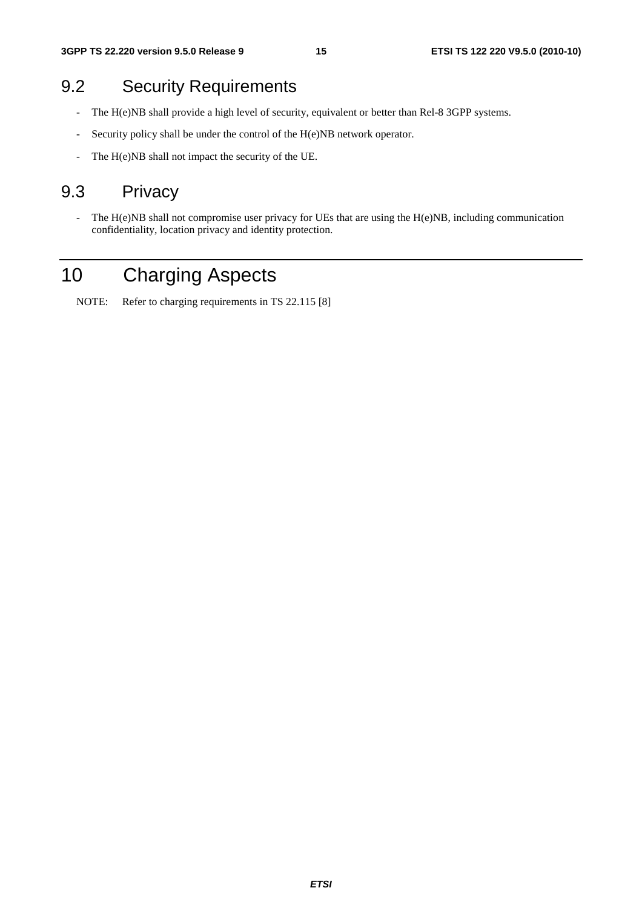## 9.2 Security Requirements

- The H(e)NB shall provide a high level of security, equivalent or better than Rel-8 3GPP systems.
- Security policy shall be under the control of the H(e)NB network operator.
- The H(e)NB shall not impact the security of the UE.

## 9.3 Privacy

- The H(e)NB shall not compromise user privacy for UEs that are using the H(e)NB, including communication confidentiality, location privacy and identity protection.

# 10 Charging Aspects

NOTE: Refer to charging requirements in TS 22.115 [8]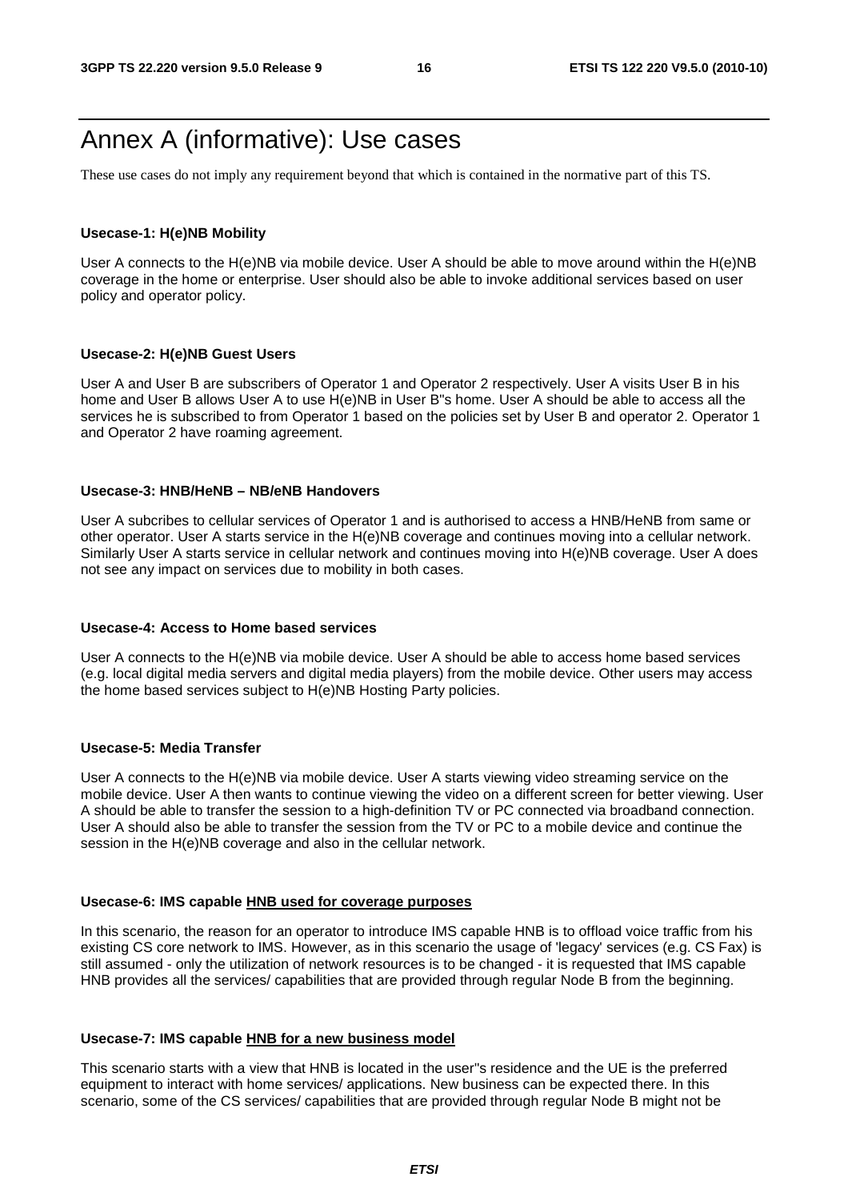# Annex A (informative): Use cases

These use cases do not imply any requirement beyond that which is contained in the normative part of this TS.

**Usecase-1: H(e)NB Mobility**

User A connects to the H(e)NB via mobile device. User A should be able to move around within the H(e)NB coverage in the home or enterprise. User should also be able to invoke additional services based on user policy and operator policy.

**Usecase-2: H(e)NB Guest Users**

User A and User B are subscribers of Operator 1 and Operator 2 respectively. User A visits User B in his home and User B allows User A to use H(e)NB in User B"s home. User A should be able to access all the services he is subscribed to from Operator 1 based on the policies set by User B and operator 2. Operator 1 and Operator 2 have roaming agreement.

**Usecase-3: HNB/HeNB – NB/eNB Handovers**

User A subcribes to cellular services of Operator 1 and is authorised to access a HNB/HeNB from same or other operator. User A starts service in the H(e)NB coverage and continues moving into a cellular network. Similarly User A starts service in cellular network and continues moving into H(e)NB coverage. User A does not see any impact on services due to mobility in both cases.

**Usecase-4: Access to Home based services**

User A connects to the H(e)NB via mobile device. User A should be able to access home based services (e.g. local digital media servers and digital media players) from the mobile device. Other users may access the home based services subject to H(e)NB Hosting Party policies.

**Usecase-5: Media Transfer**

User A connects to the H(e)NB via mobile device. User A starts viewing video streaming service on the mobile device. User A then wants to continue viewing the video on a different screen for better viewing. User A should be able to transfer the session to a high-definition TV or PC connected via broadband connection. User A should also be able to transfer the session from the TV or PC to a mobile device and continue the session in the H(e)NB coverage and also in the cellular network.

**Usecase-6: IMS capable <u>HNB used for coverage purposes</u>**

In this scenario, the reason for an operator to introduce IMS capable HNB is to offload voice traffic from his existing CS core network to IMS. However, as in this scenario the usage of 'legacy' services (e.g. CS Fax) is still assumed - only the utilization of network resources is to be changed - it is requested that IMS capable HNB provides all the services/ capabilities that are provided through regular Node B from the beginning.

**Usecase-7: IMS capable <u>HNB for a new business model</u>**

This scenario starts with a view that HNB is located in the user"s residence and the UE is the preferred equipment to interact with home services/ applications. New business can be expected there. In this scenario, some of the CS services/ capabilities that are provided through regular Node B might not be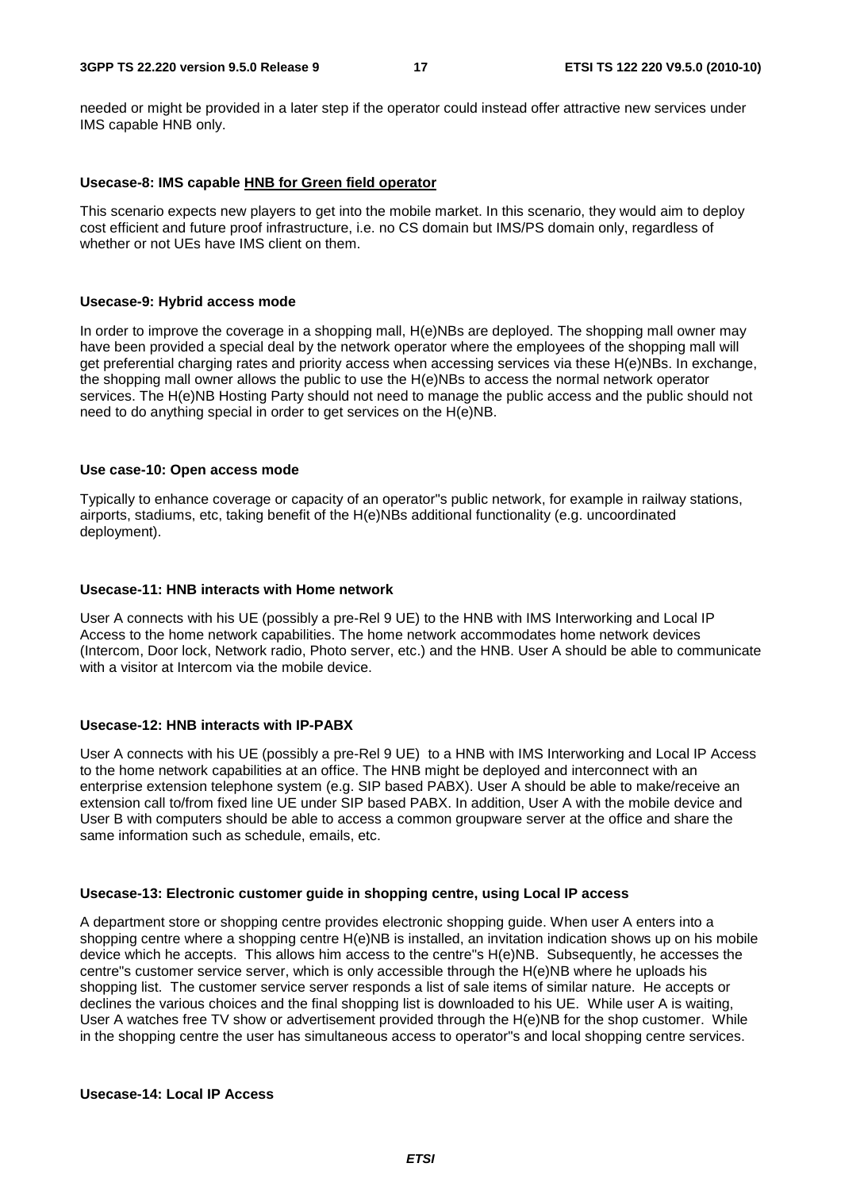needed or might be provided in a later step if the operator could instead offer attractive new services under IMS capable HNB only.

**Usecase-8: IMS capable HNB for Green field operator**

This scenario expects new players to get into the mobile market. In this scenario, they would aim to deploy cost efficient and future proof infrastructure, i.e. no CS domain but IMS/PS domain only, regardless of whether or not UEs have IMS client on them.

**Usecase-9: Hybrid access mode**

In order to improve the coverage in a shopping mall, H(e)NBs are deployed. The shopping mall owner may have been provided a special deal by the network operator where the employees of the shopping mall will get preferential charging rates and priority access when accessing services via these H(e)NBs. In exchange, the shopping mall owner allows the public to use the H(e)NBs to access the normal network operator services. The H(e)NB Hosting Party should not need to manage the public access and the public should not need to do anything special in order to get services on the H(e)NB.

**Use case-10: Open access mode**

Typically to enhance coverage or capacity of an operator''s public network, for example in railway stations, airports, stadiums, etc, taking benefit of the H(e)NBs additional functionality (e.g. uncoordinated deployment).

**Usecase-11: HNB interacts with Home network**

User A connects with his UE (possibly a pre-Rel 9 UE) to the HNB with IMS Interworking and Local IP Access to the home network capabilities. The home network accommodates home network devices (Intercom, Door lock, Network radio, Photo server, etc.) and the HNB. User A should be able to communicate with a visitor at Intercom via the mobile device.

**Usecase-12: HNB interacts with IP-PABX**

User A connects with his UE (possibly a pre-Rel 9 UE) to a HNB with IMS Interworking and Local IP Access to the home network capabilities at an office. The HNB might be deployed and interconnect with an enterprise extension telephone system (e.g. SIP based PABX). User A should be able to make/receive an extension call to/from fixed line UE under SIP based PABX. In addition, User A with the mobile device and User B with computers should be able to access a common groupware server at the office and share the same information such as schedule, emails, etc.

**Usecase-13: Electronic customer guide in shopping centre, using Local IP access**

A department store or shopping centre provides electronic shopping guide. When user A enters into a shopping centre where a shopping centre H(e)NB is installed, an invitation indication shows up on his mobile device which he accepts. This allows him access to the centre''s H(e)NB. Subsequently, he accesses the centre''s customer service server, which is only accessible through the H(e)NB where he uploads his shopping list. The customer service server responds a list of sale items of similar nature. He accepts or declines the various choices and the final shopping list is downloaded to his UE. While user A is waiting, User A watches free TV show or advertisement provided through the H(e)NB for the shop customer. While in the shopping centre the user has simultaneous access to operator''s and local shopping centre services.

**Usecase-14: Local IP Access**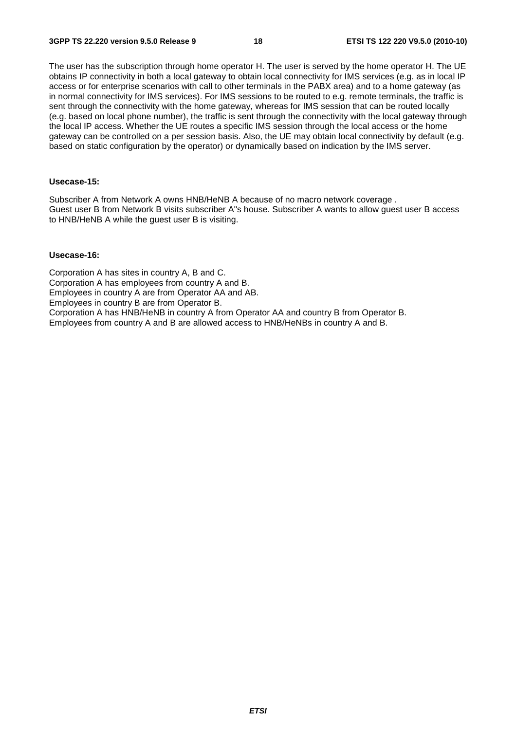The user has the subscription through home operator H. The user is served by the home operator H. The UE obtains IP connectivity in both a local gateway to obtain local connectivity for IMS services (e.g. as in local IP access or for enterprise scenarios with call to other terminals in the PABX area) and to a home gateway (as in normal connectivity for IMS services). For IMS sessions to be routed to e.g. remote terminals, the traffic is sent through the connectivity with the home gateway, whereas for IMS session that can be routed locally (e.g. based on local phone number), the traffic is sent through the connectivity with the local gateway through the local IP access. Whether the UE routes a specific IMS session through the local access or the home gateway can be controlled on a per session basis. Also, the UE may obtain local connectivity by default (e.g. based on static configuration by the operator) or dynamically based on indication by the IMS server.

**Usecase-15:**

Subscriber A from Network A owns HNB/HeNB A because of no macro network coverage .
Guest user B from Network B visits subscriber A"s house. Subscriber A wants to allow guest user B access to HNB/HeNB A while the guest user B is visiting.

**Usecase-16:**

Corporation A has sites in country A, B and C.
Corporation A has employees from country A and B.
Employees in country A are from Operator AA and AB.
Employees in country B are from Operator B.
Corporation A has HNB/HeNB in country A from Operator AA and country B from Operator B.
Employees from country A and B are allowed access to HNB/HeNBs in country A and B.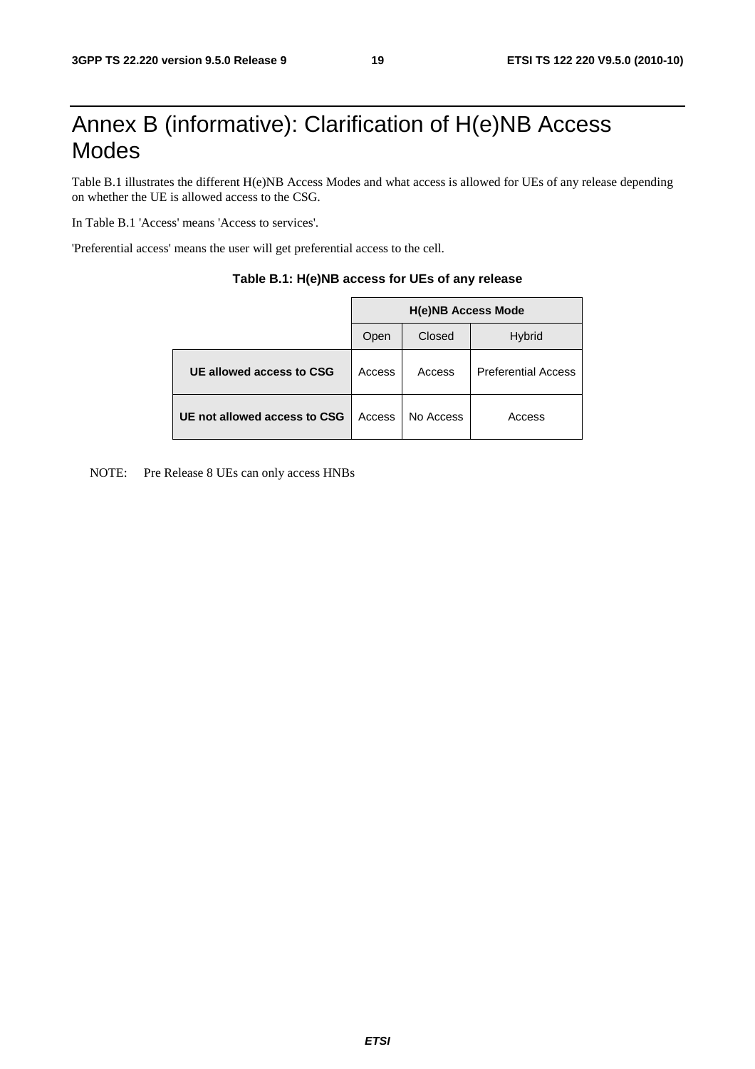# Annex B (informative): Clarification of H(e)NB Access Modes

Table B.1 illustrates the different H(e)NB Access Modes and what access is allowed for UEs of any release depending on whether the UE is allowed access to the CSG.

In Table B.1 'Access' means 'Access to services'.

'Preferential access' means the user will get preferential access to the cell.

**Table B.1: H(e)NB access for UEs of any release**

| | **H(e)NB Access Mode** | | |
|---|---|---|---|
| | Open | Closed | Hybrid |
| **UE allowed access to CSG** | Access | Access | Preferential Access |
| **UE not allowed access to CSG** | Access | No Access | Access |

NOTE: Pre Release 8 UEs can only access HNBs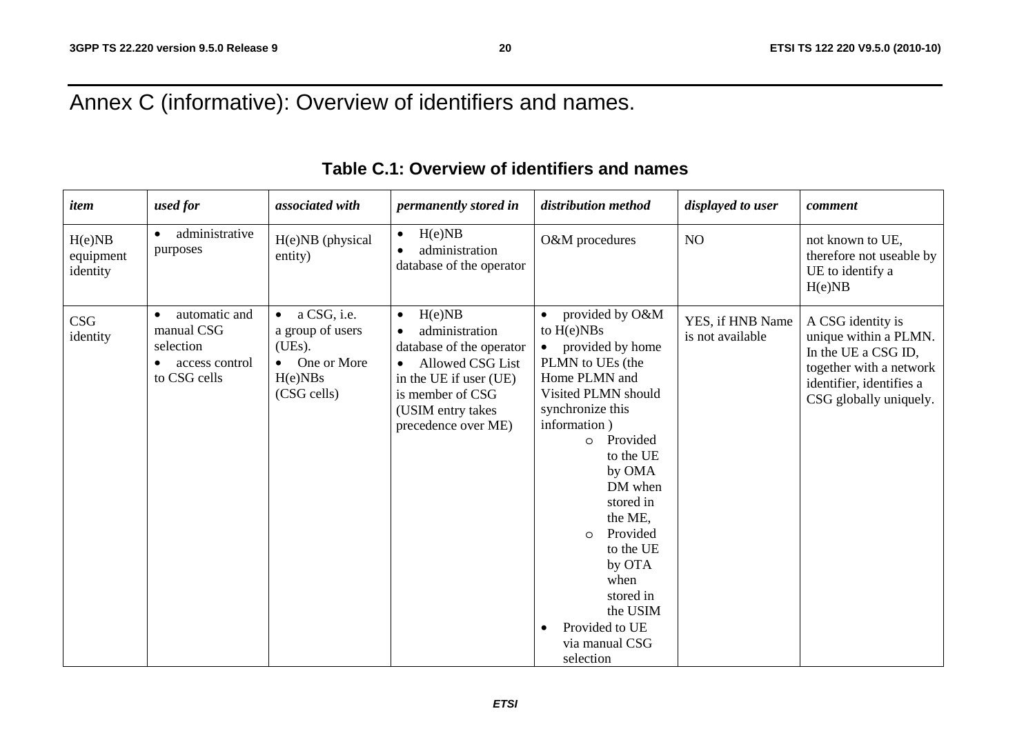# Annex C (informative): Overview of identifiers and names.

**Table C.1: Overview of identifiers and names**

| *item* | *used for* | *associated with* | *permanently stored in* | *distribution method* | *displayed to user* | *comment* |
|---|---|---|---|---|---|---|
| H(e)NB equipment identity | • administrative purposes | H(e)NB (physical entity) | • H(e)NB<br>• administration database of the operator | O&M procedures | NO | not known to UE, therefore not useable by UE to identify a H(e)NB |
| CSG identity | • automatic and manual CSG selection<br>• access control to CSG cells | • a CSG, i.e. a group of users (UEs).<br>• One or More H(e)NBs (CSG cells) | • H(e)NB<br>• administration database of the operator<br>• Allowed CSG List in the UE if user (UE) is member of CSG (USIM entry takes precedence over ME) | • provided by O&M to H(e)NBs<br>• provided by home PLMN to UEs (the Home PLMN and Visited PLMN should synchronize this information )<br>  o Provided to the UE by OMA DM when stored in the ME,<br>  o Provided to the UE by OTA when stored in the USIM<br>• Provided to UE via manual CSG selection | YES, if HNB Name is not available | A CSG identity is unique within a PLMN. In the UE a CSG ID, together with a network identifier, identifies a CSG globally uniquely. |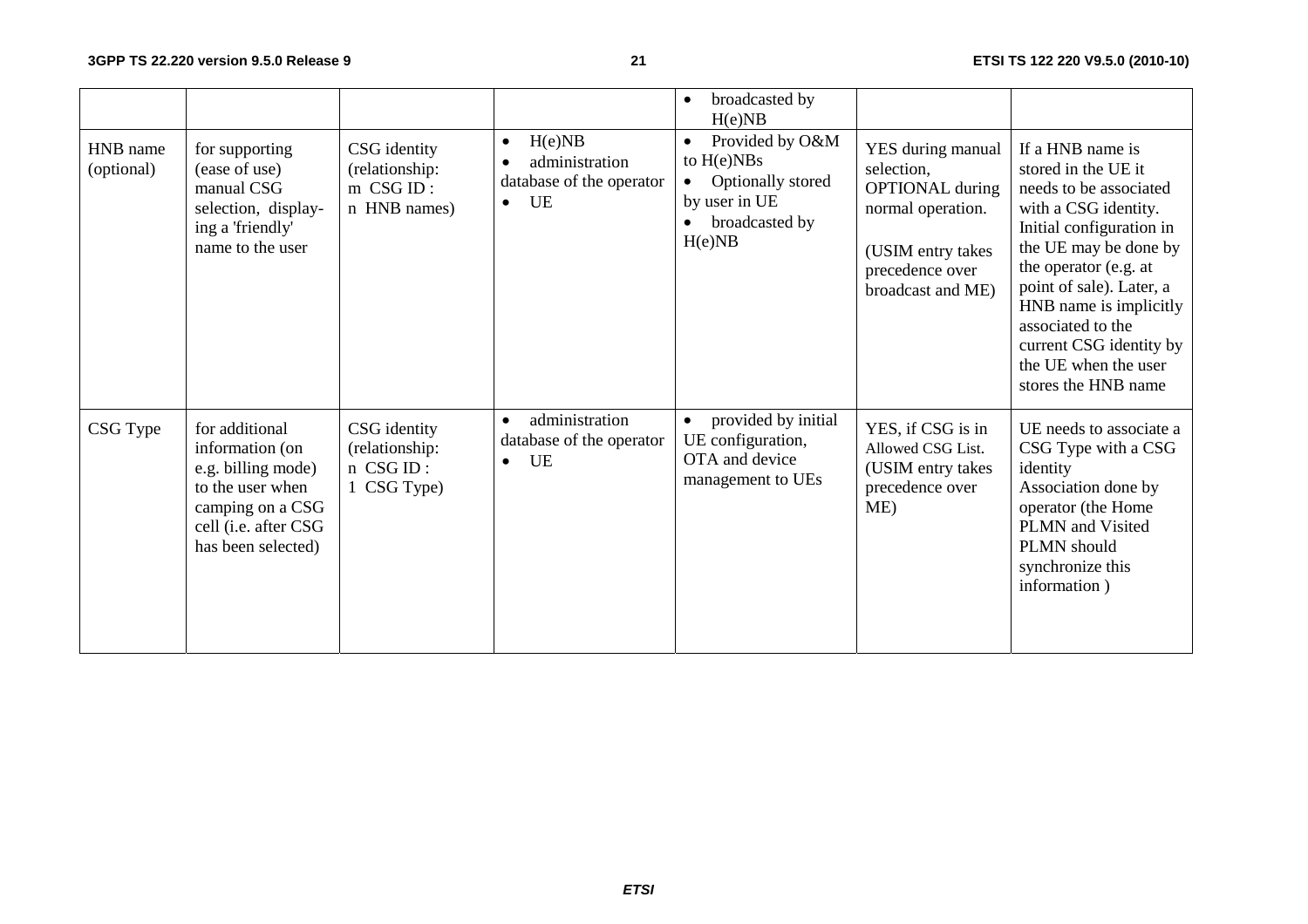| | | | | • broadcasted by H(e)NB | | |
|---|---|---|---|---|---|---|
| HNB name (optional) | for supporting (ease of use) manual CSG selection, display-ing a 'friendly' name to the user | CSG identity (relationship: m CSG ID : n HNB names) | • H(e)NB<br>• administration database of the operator<br>• UE | • Provided by O&M to H(e)NBs<br>• Optionally stored by user in UE<br>• broadcasted by H(e)NB | YES during manual selection, OPTIONAL during normal operation.<br><br>(USIM entry takes precedence over broadcast and ME) | If a HNB name is stored in the UE it needs to be associated with a CSG identity. Initial configuration in the UE may be done by the operator (e.g. at point of sale). Later, a HNB name is implicitly associated to the current CSG identity by the UE when the user stores the HNB name |
| CSG Type | for additional information (on e.g. billing mode) to the user when camping on a CSG cell (i.e. after CSG has been selected) | CSG identity (relationship: n CSG ID : 1 CSG Type) | • administration database of the operator<br>• UE | • provided by initial UE configuration, OTA and device management to UEs | YES, if CSG is in Allowed CSG List. (USIM entry takes precedence over ME) | UE needs to associate a CSG Type with a CSG identity<br>Association done by operator (the Home PLMN and Visited PLMN should synchronize this information ) |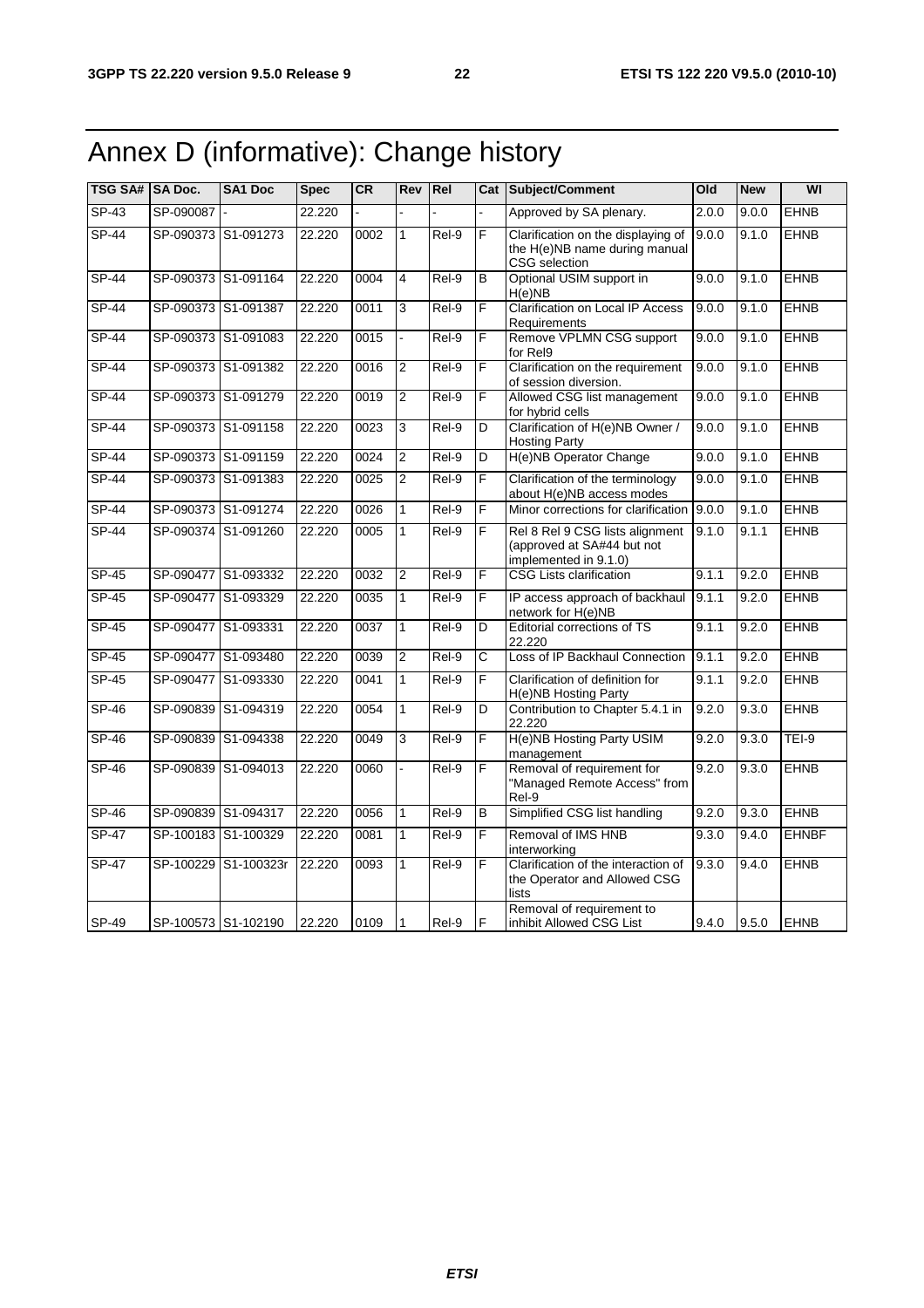# Annex D (informative): Change history

| TSG SA# | SA Doc. | SA1 Doc | Spec | CR | Rev | Rel | Cat | Subject/Comment | Old | New | WI |
|---|---|---|---|---|---|---|---|---|---|---|---|
| SP-43 | SP-090087 | - | 22.220 | - | - | - | - | Approved by SA plenary. | 2.0.0 | 9.0.0 | EHNB |
| SP-44 | SP-090373 | S1-091273 | 22.220 | 0002 | 1 | Rel-9 | F | Clarification on the displaying of the H(e)NB name during manual CSG selection | 9.0.0 | 9.1.0 | EHNB |
| SP-44 | SP-090373 | S1-091164 | 22.220 | 0004 | 4 | Rel-9 | B | Optional USIM support in H(e)NB | 9.0.0 | 9.1.0 | EHNB |
| SP-44 | SP-090373 | S1-091387 | 22.220 | 0011 | 3 | Rel-9 | F | Clarification on Local IP Access Requirements | 9.0.0 | 9.1.0 | EHNB |
| SP-44 | SP-090373 | S1-091083 | 22.220 | 0015 | - | Rel-9 | F | Remove VPLMN CSG support for Rel9 | 9.0.0 | 9.1.0 | EHNB |
| SP-44 | SP-090373 | S1-091382 | 22.220 | 0016 | 2 | Rel-9 | F | Clarification on the requirement of session diversion. | 9.0.0 | 9.1.0 | EHNB |
| SP-44 | SP-090373 | S1-091279 | 22.220 | 0019 | 2 | Rel-9 | F | Allowed CSG list management for hybrid cells | 9.0.0 | 9.1.0 | EHNB |
| SP-44 | SP-090373 | S1-091158 | 22.220 | 0023 | 3 | Rel-9 | D | Clarification of H(e)NB Owner / Hosting Party | 9.0.0 | 9.1.0 | EHNB |
| SP-44 | SP-090373 | S1-091159 | 22.220 | 0024 | 2 | Rel-9 | D | H(e)NB Operator Change | 9.0.0 | 9.1.0 | EHNB |
| SP-44 | SP-090373 | S1-091383 | 22.220 | 0025 | 2 | Rel-9 | F | Clarification of the terminology about H(e)NB access modes | 9.0.0 | 9.1.0 | EHNB |
| SP-44 | SP-090373 | S1-091274 | 22.220 | 0026 | 1 | Rel-9 | F | Minor corrections for clarification | 9.0.0 | 9.1.0 | EHNB |
| SP-44 | SP-090374 | S1-091260 | 22.220 | 0005 | 1 | Rel-9 | F | Rel 8 Rel 9 CSG lists alignment (approved at SA#44 but not implemented in 9.1.0) | 9.1.0 | 9.1.1 | EHNB |
| SP-45 | SP-090477 | S1-093332 | 22.220 | 0032 | 2 | Rel-9 | F | CSG Lists clarification | 9.1.1 | 9.2.0 | EHNB |
| SP-45 | SP-090477 | S1-093329 | 22.220 | 0035 | 1 | Rel-9 | F | IP access approach of backhaul network for H(e)NB | 9.1.1 | 9.2.0 | EHNB |
| SP-45 | SP-090477 | S1-093331 | 22.220 | 0037 | 1 | Rel-9 | D | Editorial corrections of TS 22.220 | 9.1.1 | 9.2.0 | EHNB |
| SP-45 | SP-090477 | S1-093480 | 22.220 | 0039 | 2 | Rel-9 | C | Loss of IP Backhaul Connection | 9.1.1 | 9.2.0 | EHNB |
| SP-45 | SP-090477 | S1-093330 | 22.220 | 0041 | 1 | Rel-9 | F | Clarification of definition for H(e)NB Hosting Party | 9.1.1 | 9.2.0 | EHNB |
| SP-46 | SP-090839 | S1-094319 | 22.220 | 0054 | 1 | Rel-9 | D | Contribution to Chapter 5.4.1 in 22.220 | 9.2.0 | 9.3.0 | EHNB |
| SP-46 | SP-090839 | S1-094338 | 22.220 | 0049 | 3 | Rel-9 | F | H(e)NB Hosting Party USIM management | 9.2.0 | 9.3.0 | TEI-9 |
| SP-46 | SP-090839 | S1-094013 | 22.220 | 0060 | - | Rel-9 | F | Removal of requirement for "Managed Remote Access" from Rel-9 | 9.2.0 | 9.3.0 | EHNB |
| SP-46 | SP-090839 | S1-094317 | 22.220 | 0056 | 1 | Rel-9 | B | Simplified CSG list handling | 9.2.0 | 9.3.0 | EHNB |
| SP-47 | SP-100183 | S1-100329 | 22.220 | 0081 | 1 | Rel-9 | F | Removal of IMS HNB interworking | 9.3.0 | 9.4.0 | EHNBF |
| SP-47 | SP-100229 | S1-100323r | 22.220 | 0093 | 1 | Rel-9 | F | Clarification of the interaction of the Operator and Allowed CSG lists | 9.3.0 | 9.4.0 | EHNB |
| SP-49 | SP-100573 | S1-102190 | 22.220 | 0109 | 1 | Rel-9 | F | Removal of requirement to inhibit Allowed CSG List | 9.4.0 | 9.5.0 | EHNB |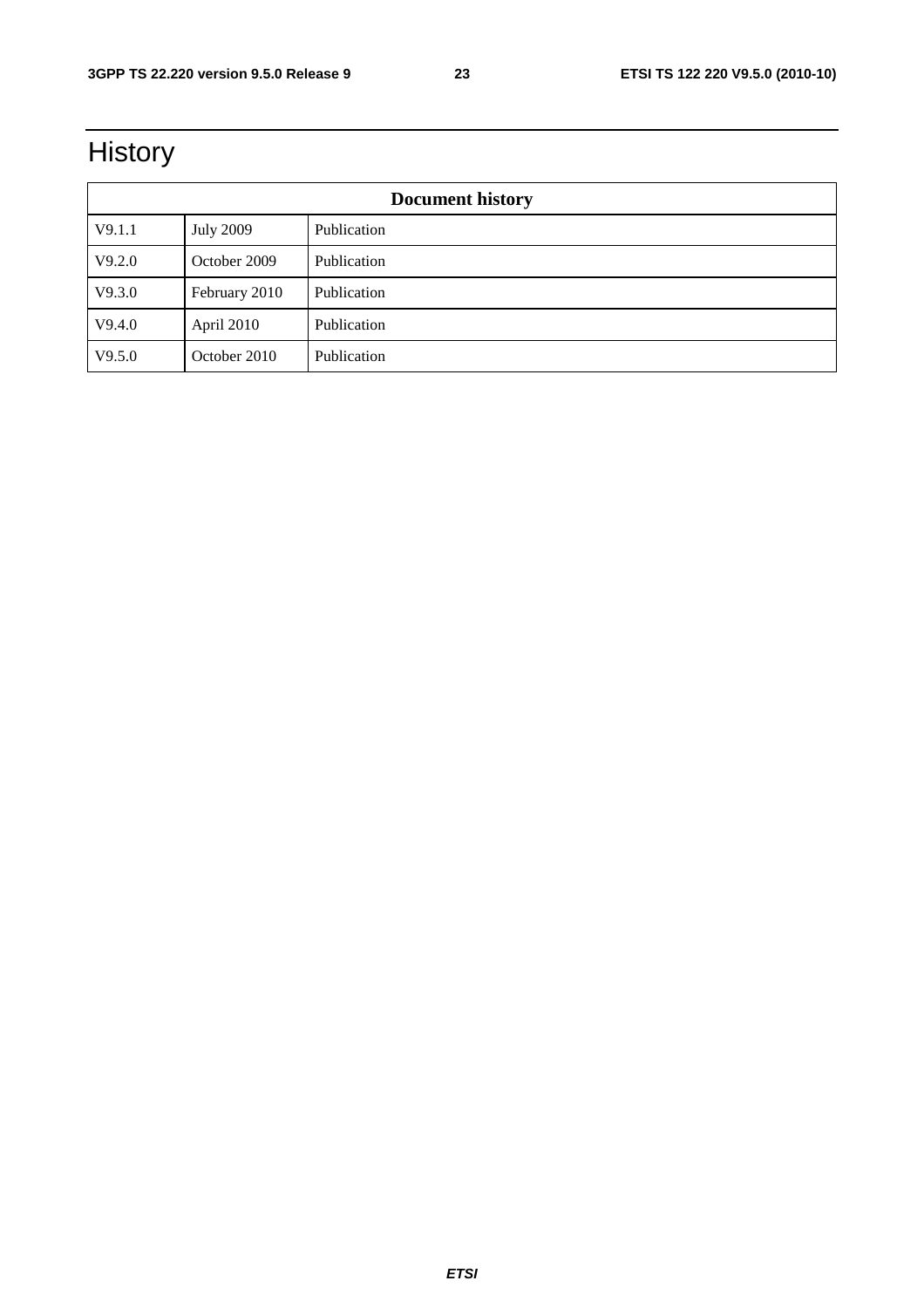# History

| Document history | | |
|---|---|---|
| V9.1.1 | July 2009 | Publication |
| V9.2.0 | October 2009 | Publication |
| V9.3.0 | February 2010 | Publication |
| V9.4.0 | April 2010 | Publication |
| V9.5.0 | October 2010 | Publication |